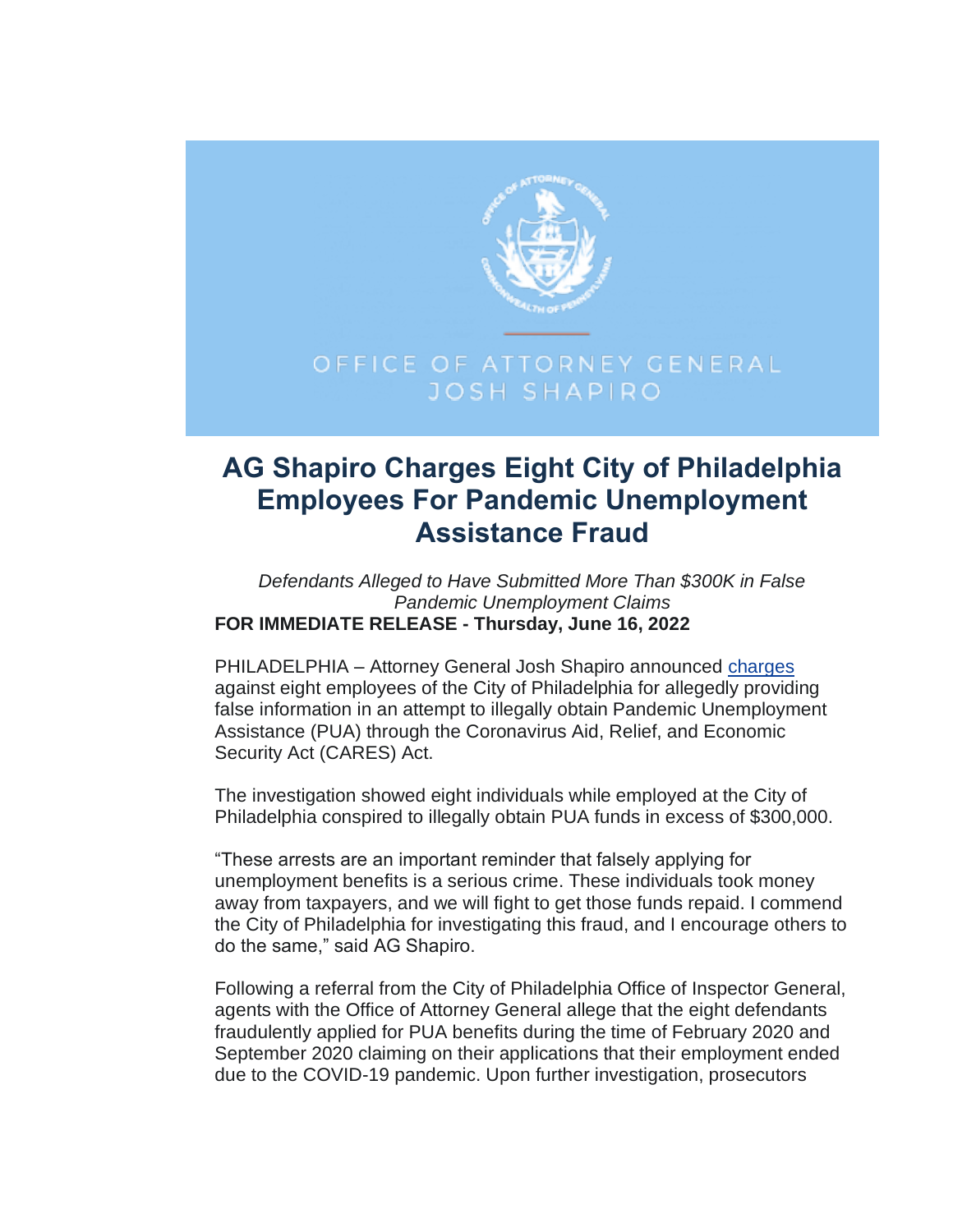OFFICE OF ATTORNEY GENERAL
JOSH SHAPIRO

# AG Shapiro Charges Eight City of Philadelphia Employees For Pandemic Unemployment Assistance Fraud

*Defendants Alleged to Have Submitted More Than $300K in False Pandemic Unemployment Claims*

**FOR IMMEDIATE RELEASE - Thursday, June 16, 2022**

PHILADELPHIA – Attorney General Josh Shapiro announced charges against eight employees of the City of Philadelphia for allegedly providing false information in an attempt to illegally obtain Pandemic Unemployment Assistance (PUA) through the Coronavirus Aid, Relief, and Economic Security Act (CARES) Act.

The investigation showed eight individuals while employed at the City of Philadelphia conspired to illegally obtain PUA funds in excess of $300,000.

"These arrests are an important reminder that falsely applying for unemployment benefits is a serious crime. These individuals took money away from taxpayers, and we will fight to get those funds repaid. I commend the City of Philadelphia for investigating this fraud, and I encourage others to do the same," said AG Shapiro.

Following a referral from the City of Philadelphia Office of Inspector General, agents with the Office of Attorney General allege that the eight defendants fraudulently applied for PUA benefits during the time of February 2020 and September 2020 claiming on their applications that their employment ended due to the COVID-19 pandemic. Upon further investigation, prosecutors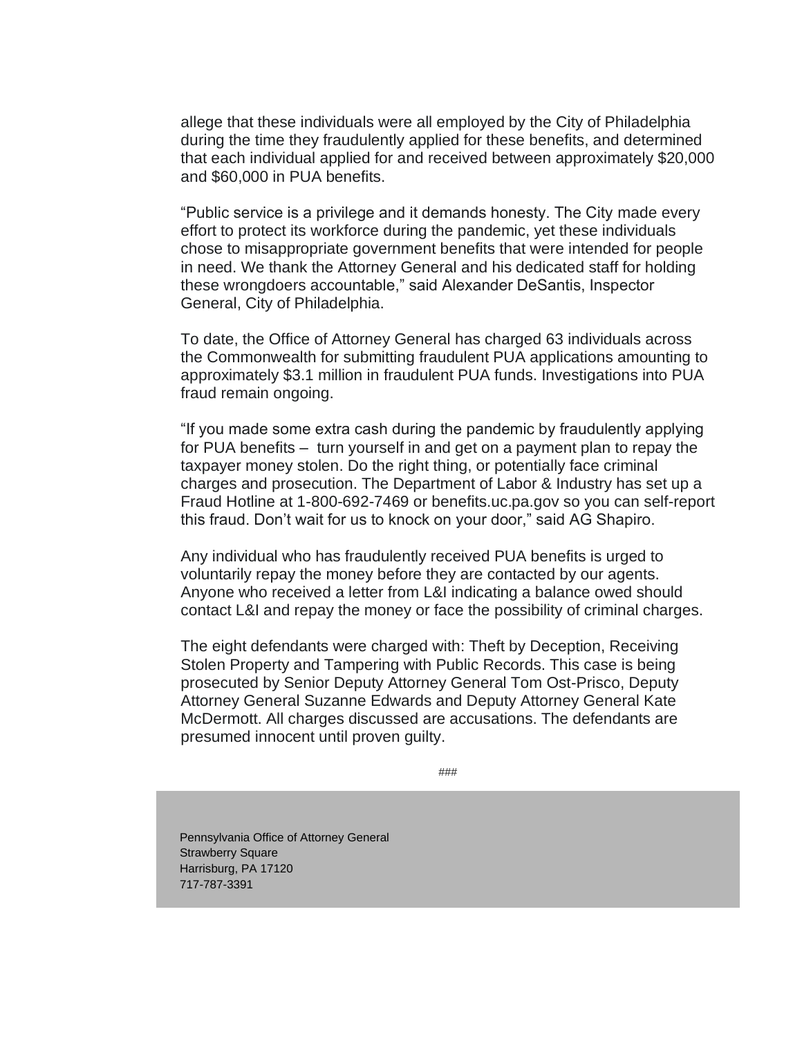allege that these individuals were all employed by the City of Philadelphia during the time they fraudulently applied for these benefits, and determined that each individual applied for and received between approximately $20,000 and $60,000 in PUA benefits.

"Public service is a privilege and it demands honesty. The City made every effort to protect its workforce during the pandemic, yet these individuals chose to misappropriate government benefits that were intended for people in need. We thank the Attorney General and his dedicated staff for holding these wrongdoers accountable," said Alexander DeSantis, Inspector General, City of Philadelphia.

To date, the Office of Attorney General has charged 63 individuals across the Commonwealth for submitting fraudulent PUA applications amounting to approximately $3.1 million in fraudulent PUA funds. Investigations into PUA fraud remain ongoing.

"If you made some extra cash during the pandemic by fraudulently applying for PUA benefits – turn yourself in and get on a payment plan to repay the taxpayer money stolen. Do the right thing, or potentially face criminal charges and prosecution. The Department of Labor & Industry has set up a Fraud Hotline at 1-800-692-7469 or benefits.uc.pa.gov so you can self-report this fraud. Don't wait for us to knock on your door," said AG Shapiro.

Any individual who has fraudulently received PUA benefits is urged to voluntarily repay the money before they are contacted by our agents. Anyone who received a letter from L&I indicating a balance owed should contact L&I and repay the money or face the possibility of criminal charges.

The eight defendants were charged with: Theft by Deception, Receiving Stolen Property and Tampering with Public Records. This case is being prosecuted by Senior Deputy Attorney General Tom Ost-Prisco, Deputy Attorney General Suzanne Edwards and Deputy Attorney General Kate McDermott. All charges discussed are accusations. The defendants are presumed innocent until proven guilty.

###

Pennsylvania Office of Attorney General
Strawberry Square
Harrisburg, PA 17120
717-787-3391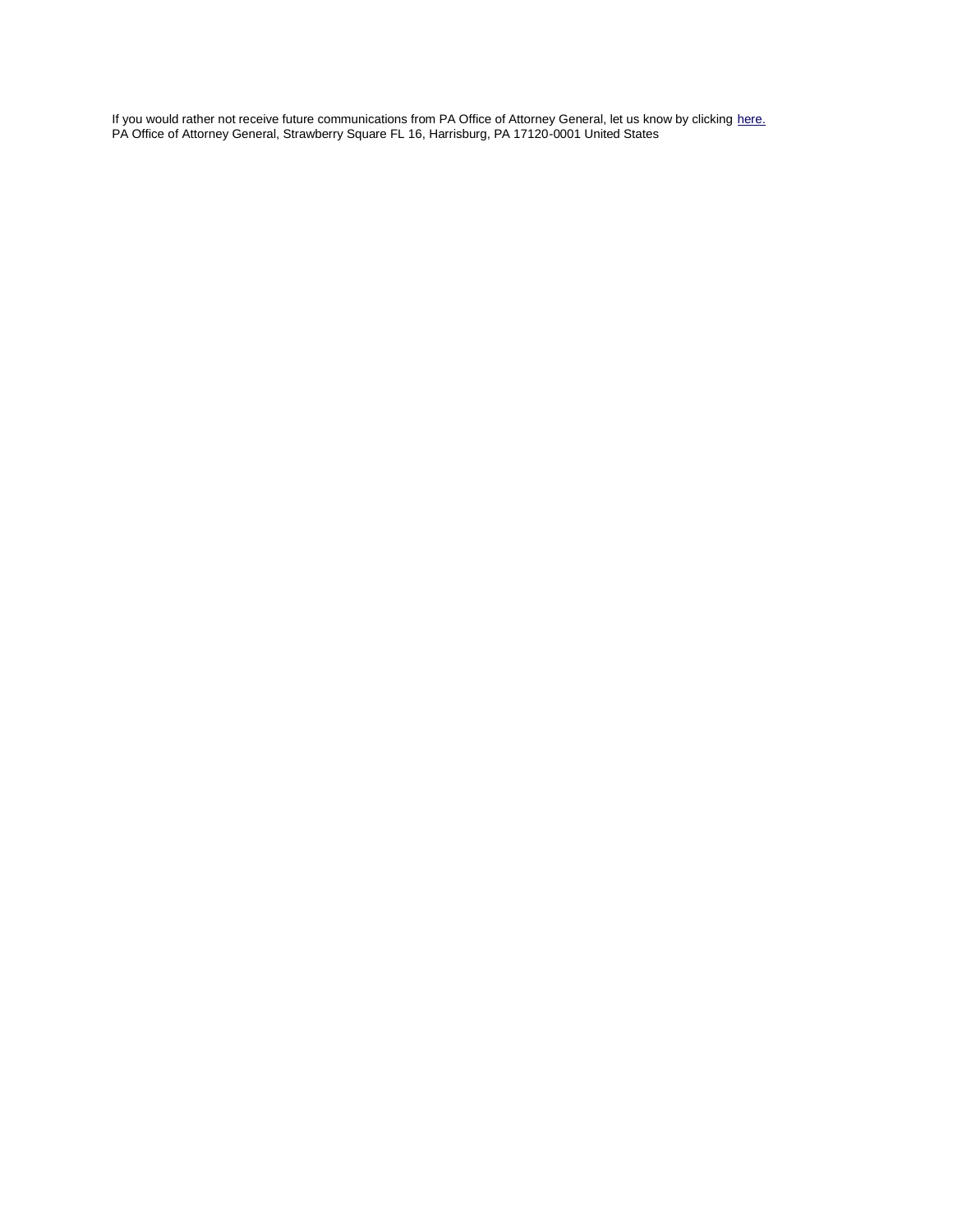If you would rather not receive future communications from PA Office of Attorney General, let us know by clicking [here.]()
PA Office of Attorney General, Strawberry Square FL 16, Harrisburg, PA 17120-0001 United States